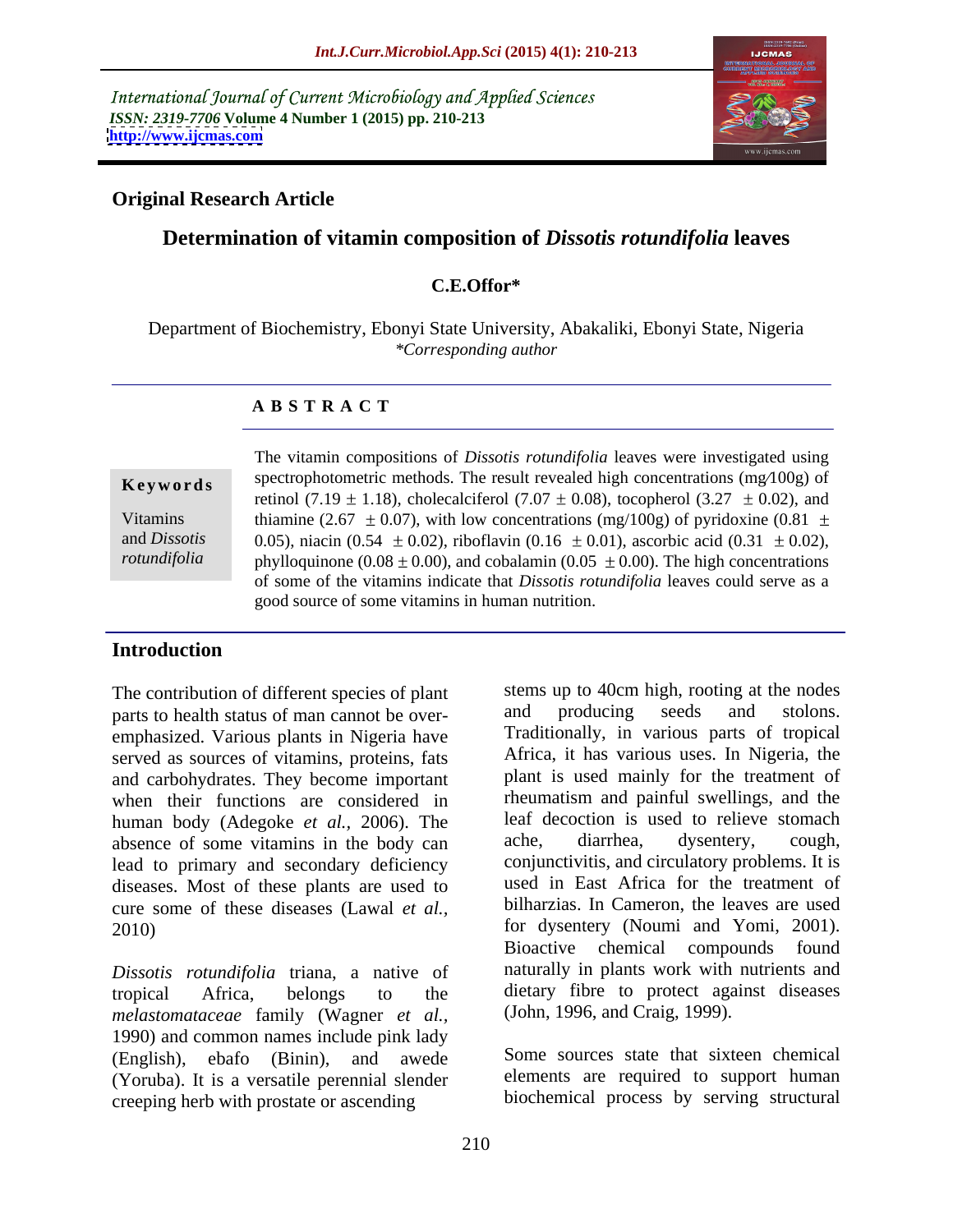International Journal of Current Microbiology and Applied Sciences
*ISSN: 2319-7706* **Volume 4 Number 1 (2015) pp. 210-213**
**http://www.ijcmas.com**

**Original Research Article**

# Determination of vitamin composition of *Dissotis rotundifolia* leaves

**C.E.Offor***

Department of Biochemistry, Ebonyi State University, Abakaliki, Ebonyi State, Nigeria
*\*Corresponding author*

## A B S T R A C T

**Keywords**

Vitamins and *Dissotis rotundifolia*

The vitamin compositions of *Dissotis rotundifolia* leaves were investigated using spectrophotometric methods. The result revealed high concentrations (mg/100g) of retinol (7.19 ± 1.18), cholecalciferol (7.07 ± 0.08), tocopherol (3.27 ± 0.02), and thiamine (2.67 ± 0.07), with low concentrations (mg/100g) of pyridoxine (0.81 ± 0.05), niacin (0.54 ± 0.02), riboflavin (0.16 ± 0.01), ascorbic acid (0.31 ± 0.02), phylloquinone (0.08 ± 0.00), and cobalamin (0.05 ± 0.00). The high concentrations of some of the vitamins indicate that *Dissotis rotundifolia* leaves could serve as a good source of some vitamins in human nutrition.

## Introduction

The contribution of different species of plant parts to health status of man cannot be over-emphasized. Various plants in Nigeria have served as sources of vitamins, proteins, fats and carbohydrates. They become important when their functions are considered in human body (Adegoke *et al.*, 2006). The absence of some vitamins in the body can lead to primary and secondary deficiency diseases. Most of these plants are used to cure some of these diseases (Lawal *et al.*, 2010)

*Dissotis rotundifolia* triana, a native of tropical Africa, belongs to the *melastomataceae* family (Wagner *et al.*, 1990) and common names include pink lady (English), ebafo (Binin), and awede (Yoruba). It is a versatile perennial slender creeping herb with prostate or ascending stems up to 40cm high, rooting at the nodes and producing seeds and stolons. Traditionally, in various parts of tropical Africa, it has various uses. In Nigeria, the plant is used mainly for the treatment of rheumatism and painful swellings, and the leaf decoction is used to relieve stomach ache, diarrhea, dysentery, cough, conjunctivitis, and circulatory problems. It is used in East Africa for the treatment of bilharzias. In Cameron, the leaves are used for dysentery (Noumi and Yomi, 2001). Bioactive chemical compounds found naturally in plants work with nutrients and dietary fibre to protect against diseases (John, 1996, and Craig, 1999).

Some sources state that sixteen chemical elements are required to support human biochemical process by serving structural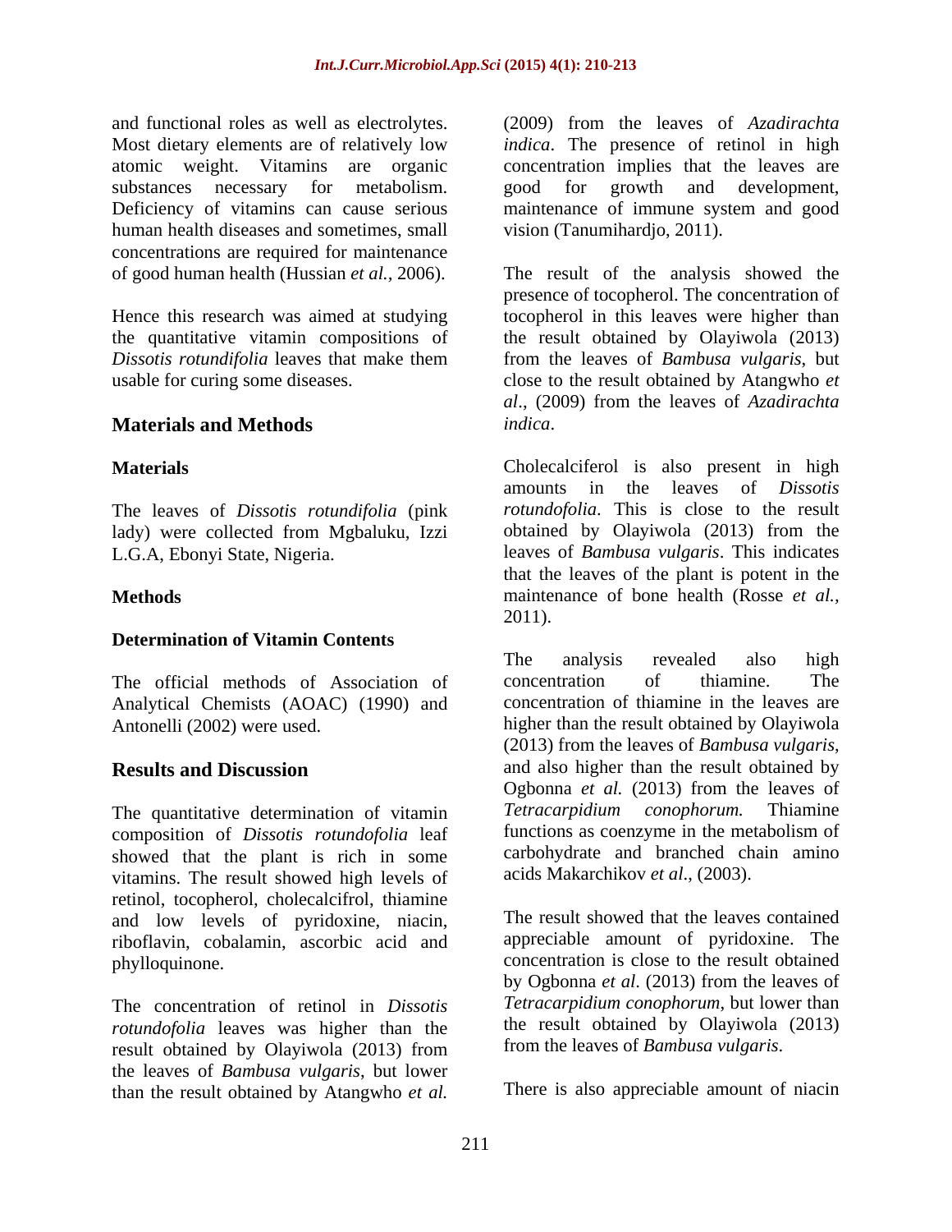and functional roles as well as electrolytes. Most dietary elements are of relatively low atomic weight. Vitamins are organic substances necessary for metabolism. Deficiency of vitamins can cause serious human health diseases and sometimes, small concentrations are required for maintenance of good human health (Hussian *et al.*, 2006).

Hence this research was aimed at studying the quantitative vitamin compositions of *Dissotis rotundifolia* leaves that make them usable for curing some diseases.

## Materials and Methods

### Materials

The leaves of *Dissotis rotundifolia* (pink lady) were collected from Mgbaluku, Izzi L.G.A, Ebonyi State, Nigeria.

### Methods

#### Determination of Vitamin Contents

The official methods of Association of Analytical Chemists (AOAC) (1990) and Antonelli (2002) were used.

## Results and Discussion

The quantitative determination of vitamin composition of *Dissotis rotundifolia* leaf showed that the plant is rich in some vitamins. The result showed high levels of retinol, tocopherol, cholecalcifrol, thiamine and low levels of pyridoxine, niacin, riboflavin, cobalamin, ascorbic acid and phylloquinone.

The concentration of retinol in *Dissotis rotundofolia* leaves was higher than the result obtained by Olayiwola (2013) from the leaves of *Bambusa vulgaris*, but lower than the result obtained by Atangwho *et al.* (2009) from the leaves of *Azadirachta indica*. The presence of retinol in high concentration implies that the leaves are good for growth and development, maintenance of immune system and good vision (Tanumihardjo, 2011).

The result of the analysis showed the presence of tocopherol. The concentration of tocopherol in this leaves were higher than the result obtained by Olayiwola (2013) from the leaves of *Bambusa vulgaris*, but close to the result obtained by Atangwho *et al*., (2009) from the leaves of *Azadirachta indica*.

Cholecalciferol is also present in high amounts in the leaves of *Dissotis rotundofolia*. This is close to the result obtained by Olayiwola (2013) from the leaves of *Bambusa vulgaris*. This indicates that the leaves of the plant is potent in the maintenance of bone health (Rosse *et al.*, 2011).

The analysis revealed also high concentration of thiamine. The concentration of thiamine in the leaves are higher than the result obtained by Olayiwola (2013) from the leaves of *Bambusa vulgaris*, and also higher than the result obtained by Ogbonna *et al.* (2013) from the leaves of *Tetracarpidium conophorum.* Thiamine functions as coenzyme in the metabolism of carbohydrate and branched chain amino acids Makarchikov *et al*., (2003).

The result showed that the leaves contained appreciable amount of pyridoxine. The concentration is close to the result obtained by Ogbonna *et al*. (2013) from the leaves of *Tetracarpidium conophorum*, but lower than the result obtained by Olayiwola (2013) from the leaves of *Bambusa vulgaris*.

There is also appreciable amount of niacin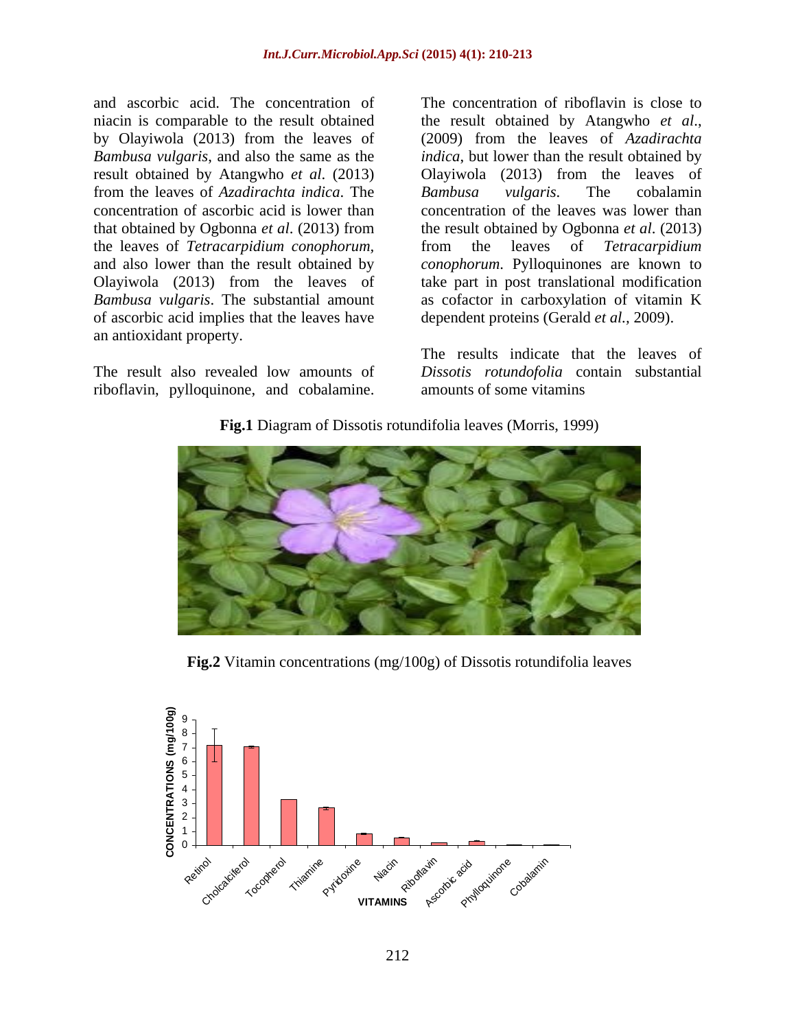and ascorbic acid. The concentration of niacin is comparable to the result obtained by Olayiwola (2013) from the leaves of *Bambusa vulgaris*, and also the same as the result obtained by Atangwho *et al*. (2013) from the leaves of *Azadirachta indica*. The concentration of ascorbic acid is lower than that obtained by Ogbonna *et al*. (2013) from the leaves of *Tetracarpidium conophorum,* and also lower than the result obtained by Olayiwola (2013) from the leaves of *Bambusa vulgaris*. The substantial amount of ascorbic acid implies that the leaves have an antioxidant property.

The result also revealed low amounts of riboflavin, pylloquinone, and cobalamine. The concentration of riboflavin is close to the result obtained by Atangwho *et al*., (2009) from the leaves of *Azadirachta indica*, but lower than the result obtained by Olayiwola (2013) from the leaves of *Bambusa vulgaris*. The cobalamin concentration of the leaves was lower than the result obtained by Ogbonna *et al*. (2013) from the leaves of *Tetracarpidium conophorum*. Pylloquinones are known to take part in post translational modification as cofactor in carboxylation of vitamin K dependent proteins (Gerald *et al*., 2009).

The results indicate that the leaves of *Dissotis rotundofolia* contain substantial amounts of some vitamins

**Fig.1** Diagram of Dissotis rotundifolia leaves (Morris, 1999)

**Fig.2** Vitamin concentrations (mg/100g) of Dissotis rotundifolia leaves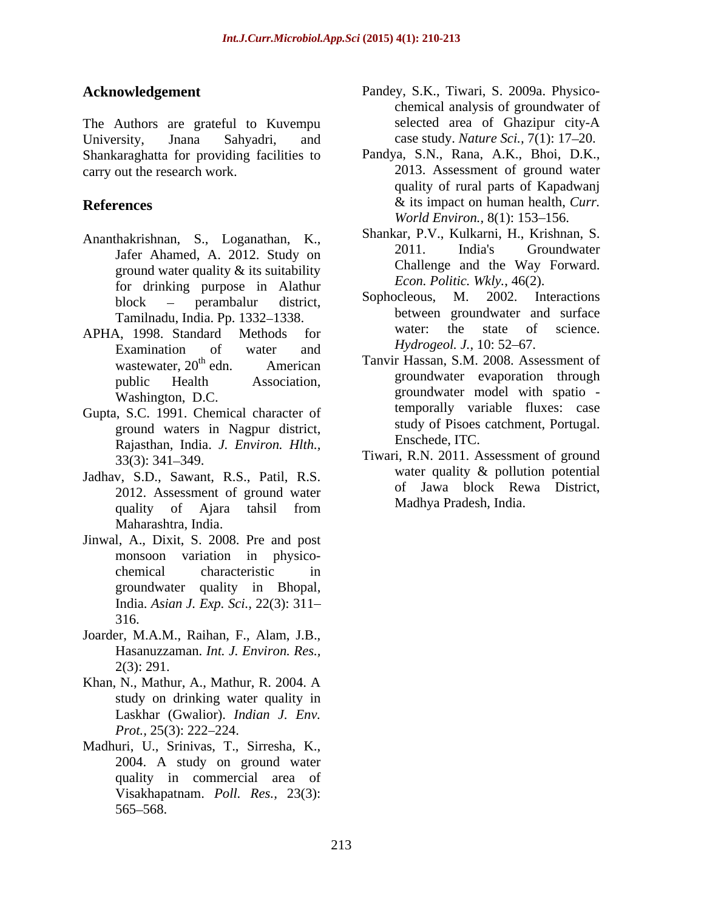## Acknowledgement

The Authors are grateful to Kuvempu University, Jnana Sahyadri, and Shankaraghatta for providing facilities to carry out the research work.

## References

Ananthakrishnan, S., Loganathan, K., Jafer Ahamed, A. 2012. Study on ground water quality & its suitability for drinking purpose in Alathur block – perambalur district, Tamilnadu, India. Pp. 1332–1338.

APHA, 1998. Standard Methods for Examination of water and wastewater, 20th edn. American public Health Association, Washington, D.C.

Gupta, S.C. 1991. Chemical character of ground waters in Nagpur district, Rajasthan, India. *J. Environ. Hlth.*, 33(3): 341–349.

Jadhav, S.D., Sawant, R.S., Patil, R.S. 2012. Assessment of ground water quality of Ajara tahsil from Maharashtra, India.

Jinwal, A., Dixit, S. 2008. Pre and post monsoon variation in physico-chemical characteristic in groundwater quality in Bhopal, India. *Asian J. Exp. Sci.,* 22(3): 311–316.

Joarder, M.A.M., Raihan, F., Alam, J.B., Hasanuzzaman. *Int. J. Environ. Res.,* 2(3): 291.

Khan, N., Mathur, A., Mathur, R. 2004. A study on drinking water quality in Laskhar (Gwalior). *Indian J. Env. Prot.,* 25(3): 222–224.

Madhuri, U., Srinivas, T., Sirresha, K., 2004. A study on ground water quality in commercial area of Visakhapatnam. *Poll. Res.,* 23(3): 565–568.

Pandey, S.K., Tiwari, S. 2009a. Physico-chemical analysis of groundwater of selected area of Ghazipur city-A case study. *Nature Sci.,* 7(1): 17–20.

Pandya, S.N., Rana, A.K., Bhoi, D.K., 2013. Assessment of ground water quality of rural parts of Kapadwanj & its impact on human health, *Curr. World Environ.*, 8(1): 153–156.

Shankar, P.V., Kulkarni, H., Krishnan, S. 2011. India's Groundwater Challenge and the Way Forward. *Econ. Politic. Wkly.*, 46(2).

Sophocleous, M. 2002. Interactions between groundwater and surface water: the state of science. *Hydrogeol. J.,* 10: 52–67.

Tanvir Hassan, S.M. 2008. Assessment of groundwater evaporation through groundwater model with spatio - temporally variable fluxes: case study of Pisoes catchment, Portugal. Enschede, ITC.

Tiwari, R.N. 2011. Assessment of ground water quality & pollution potential of Jawa block Rewa District, Madhya Pradesh, India.